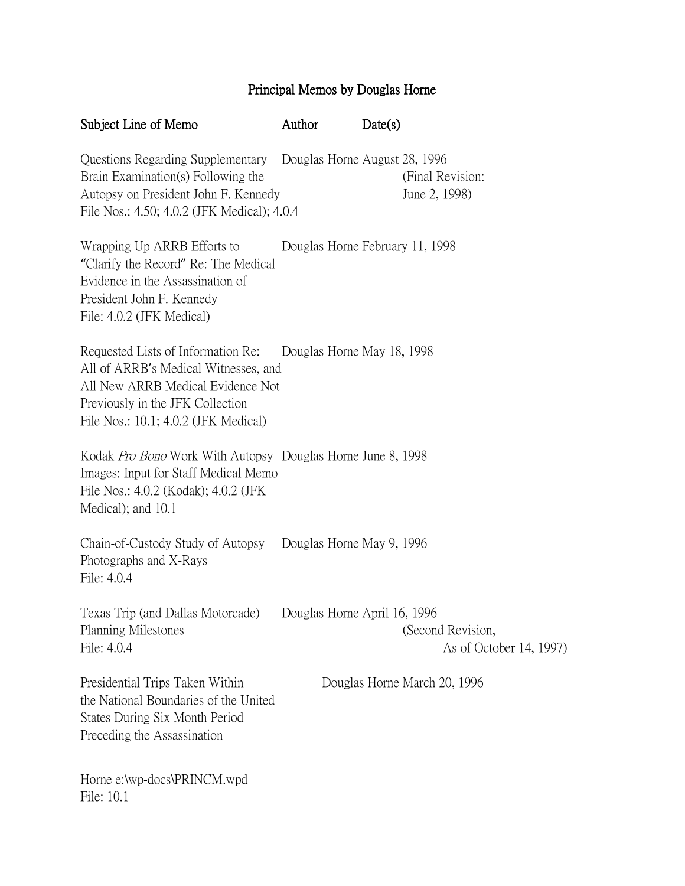# Principal Memos by Douglas Horne

| Subject Line of Memo | Author | Date(s) |
|---|---|---|
| Questions Regarding Supplementary Brain Examination(s) Following the Autopsy on President John F. Kennedy File Nos.: 4.50; 4.0.2 (JFK Medical); 4.0.4 | Douglas Horne | August 28, 1996 (Final Revision: June 2, 1998) |
| Wrapping Up ARRB Efforts to "Clarify the Record" Re: The Medical Evidence in the Assassination of President John F. Kennedy File: 4.0.2 (JFK Medical) | Douglas Horne | February 11, 1998 |
| Requested Lists of Information Re: All of ARRB's Medical Witnesses, and All New ARRB Medical Evidence Not Previously in the JFK Collection File Nos.: 10.1; 4.0.2 (JFK Medical) | Douglas Horne | May 18, 1998 |
| Kodak *Pro Bono* Work With Autopsy Images: Input for Staff Medical Memo File Nos.: 4.0.2 (Kodak); 4.0.2 (JFK Medical); and 10.1 | Douglas Horne | June 8, 1998 |
| Chain-of-Custody Study of Autopsy Photographs and X-Rays File: 4.0.4 | Douglas Horne | May 9, 1996 |
| Texas Trip (and Dallas Motorcade) Planning Milestones File: 4.0.4 | Douglas Horne | April 16, 1996 (Second Revision, As of October 14, 1997) |
| Presidential Trips Taken Within the National Boundaries of the United States During Six Month Period Preceding the Assassination | Douglas Horne | March 20, 1996 |

Horne e:\wp-docs\PRINCM.wpd
File: 10.1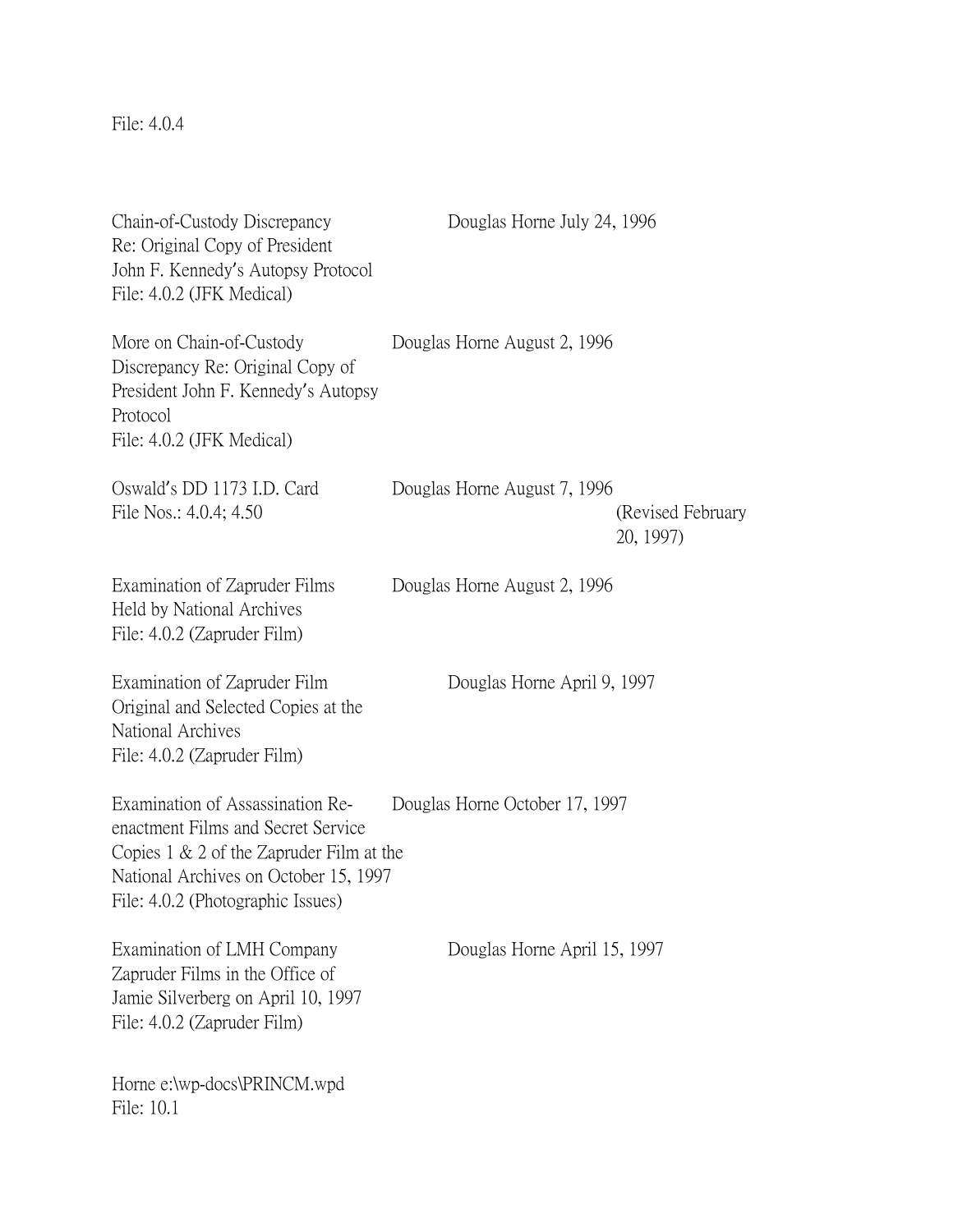File: 4.0.4

| | |
|---|---|
| Chain-of-Custody Discrepancy Re: Original Copy of President John F. Kennedy's Autopsy Protocol File: 4.0.2 (JFK Medical) | Douglas Horne July 24, 1996 |
| More on Chain-of-Custody Discrepancy Re: Original Copy of President John F. Kennedy's Autopsy Protocol File: 4.0.2 (JFK Medical) | Douglas Horne August 2, 1996 |
| Oswald's DD 1173 I.D. Card File Nos.: 4.0.4; 4.50 | Douglas Horne August 7, 1996 (Revised February 20, 1997) |
| Examination of Zapruder Films Held by National Archives File: 4.0.2 (Zapruder Film) | Douglas Horne August 2, 1996 |
| Examination of Zapruder Film Original and Selected Copies at the National Archives File: 4.0.2 (Zapruder Film) | Douglas Horne April 9, 1997 |
| Examination of Assassination Re-enactment Films and Secret Service Copies 1 & 2 of the Zapruder Film at the National Archives on October 15, 1997 File: 4.0.2 (Photographic Issues) | Douglas Horne October 17, 1997 |
| Examination of LMH Company Zapruder Films in the Office of Jamie Silverberg on April 10, 1997 File: 4.0.2 (Zapruder Film) | Douglas Horne April 15, 1997 |

Horne e:\wp-docs\PRINCM.wpd
File: 10.1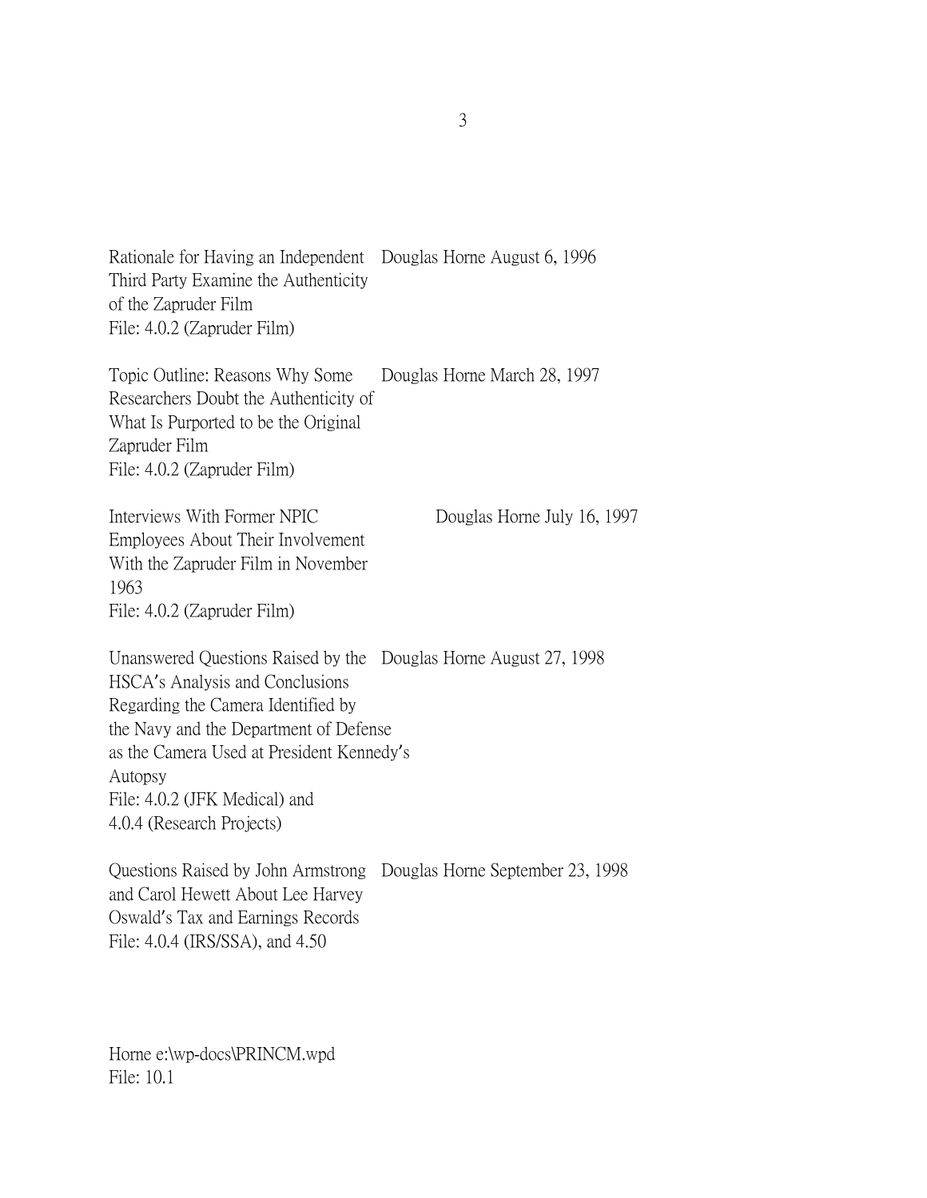| | |
|---|---|
| Rationale for Having an Independent Third Party Examine the Authenticity of the Zapruder Film<br>File: 4.0.2 (Zapruder Film) | Douglas Horne August 6, 1996 |
| Topic Outline: Reasons Why Some Researchers Doubt the Authenticity of What Is Purported to be the Original Zapruder Film<br>File: 4.0.2 (Zapruder Film) | Douglas Horne March 28, 1997 |
| Interviews With Former NPIC Employees About Their Involvement With the Zapruder Film in November 1963<br>File: 4.0.2 (Zapruder Film) | Douglas Horne July 16, 1997 |
| Unanswered Questions Raised by the HSCA's Analysis and Conclusions Regarding the Camera Identified by the Navy and the Department of Defense as the Camera Used at President Kennedy's Autopsy<br>File: 4.0.2 (JFK Medical) and 4.0.4 (Research Projects) | Douglas Horne August 27, 1998 |
| Questions Raised by John Armstrong and Carol Hewett About Lee Harvey Oswald's Tax and Earnings Records<br>File: 4.0.4 (IRS/SSA), and 4.50 | Douglas Horne September 23, 1998 |

Horne e:\wp-docs\PRINCM.wpd
File: 10.1